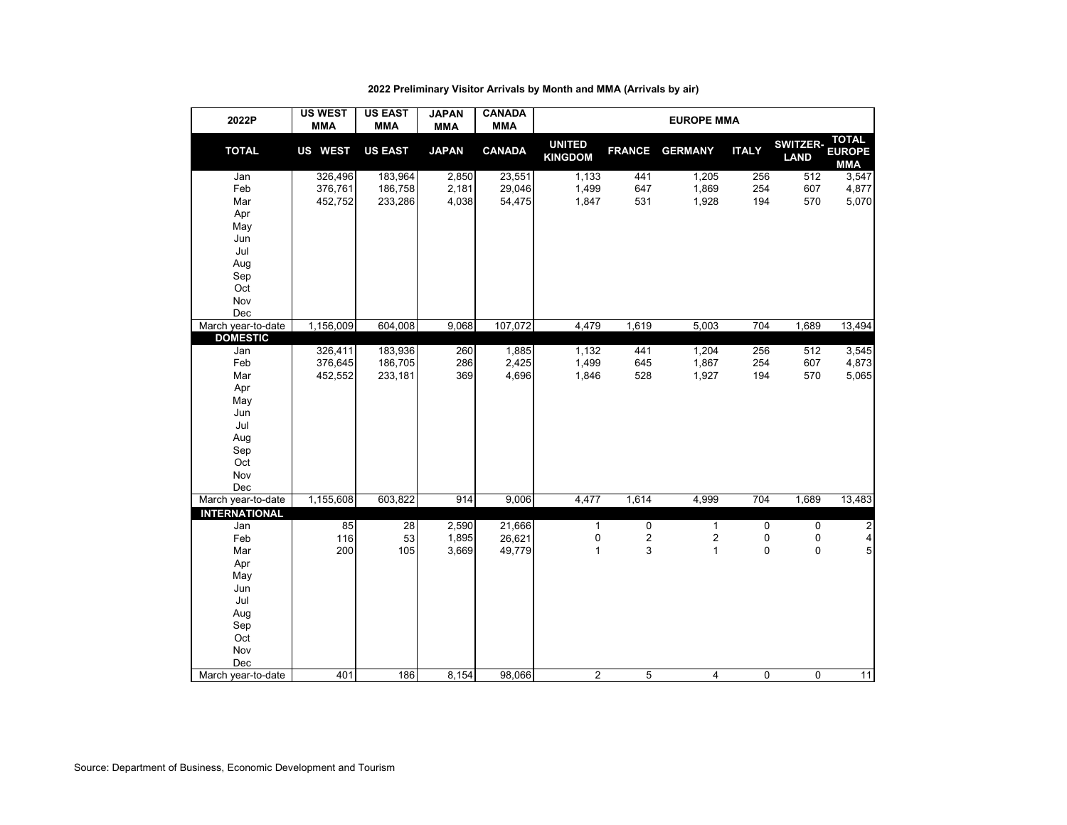**2022 Preliminary Visitor Arrivals by Month and MMA (Arrivals by air)**

| 2022P | US WEST MMA | US EAST MMA | JAPAN MMA | CANADA MMA | EUROPE MMA | | | | | |
|---|---|---|---|---|---|---|---|---|---|---|
| **TOTAL** | **US WEST** | **US EAST** | **JAPAN** | **CANADA** | **UNITED KINGDOM** | **FRANCE** | **GERMANY** | **ITALY** | **SWITZER-LAND** | **TOTAL EUROPE MMA** |
| Jan | 326,496 | 183,964 | 2,850 | 23,551 | 1,133 | 441 | 1,205 | 256 | 512 | 3,547 |
| Feb | 376,761 | 186,758 | 2,181 | 29,046 | 1,499 | 647 | 1,869 | 254 | 607 | 4,877 |
| Mar | 452,752 | 233,286 | 4,038 | 54,475 | 1,847 | 531 | 1,928 | 194 | 570 | 5,070 |
| Apr | | | | | | | | | | |
| May | | | | | | | | | | |
| Jun | | | | | | | | | | |
| Jul | | | | | | | | | | |
| Aug | | | | | | | | | | |
| Sep | | | | | | | | | | |
| Oct | | | | | | | | | | |
| Nov | | | | | | | | | | |
| Dec | | | | | | | | | | |
| March year-to-date | 1,156,009 | 604,008 | 9,068 | 107,072 | 4,479 | 1,619 | 5,003 | 704 | 1,689 | 13,494 |
| **DOMESTIC** | | | | | | | | | | |
| Jan | 326,411 | 183,936 | 260 | 1,885 | 1,132 | 441 | 1,204 | 256 | 512 | 3,545 |
| Feb | 376,645 | 186,705 | 286 | 2,425 | 1,499 | 645 | 1,867 | 254 | 607 | 4,873 |
| Mar | 452,552 | 233,181 | 369 | 4,696 | 1,846 | 528 | 1,927 | 194 | 570 | 5,065 |
| Apr | | | | | | | | | | |
| May | | | | | | | | | | |
| Jun | | | | | | | | | | |
| Jul | | | | | | | | | | |
| Aug | | | | | | | | | | |
| Sep | | | | | | | | | | |
| Oct | | | | | | | | | | |
| Nov | | | | | | | | | | |
| Dec | | | | | | | | | | |
| March year-to-date | 1,155,608 | 603,822 | 914 | 9,006 | 4,477 | 1,614 | 4,999 | 704 | 1,689 | 13,483 |
| **INTERNATIONAL** | | | | | | | | | | |
| Jan | 85 | 28 | 2,590 | 21,666 | 1 | 0 | 1 | 0 | 0 | 2 |
| Feb | 116 | 53 | 1,895 | 26,621 | 0 | 2 | 2 | 0 | 0 | 4 |
| Mar | 200 | 105 | 3,669 | 49,779 | 1 | 3 | 1 | 0 | 0 | 5 |
| Apr | | | | | | | | | | |
| May | | | | | | | | | | |
| Jun | | | | | | | | | | |
| Jul | | | | | | | | | | |
| Aug | | | | | | | | | | |
| Sep | | | | | | | | | | |
| Oct | | | | | | | | | | |
| Nov | | | | | | | | | | |
| Dec | | | | | | | | | | |
| March year-to-date | 401 | 186 | 8,154 | 98,066 | 2 | 5 | 4 | 0 | 0 | 11 |

Source: Department of Business, Economic Development and Tourism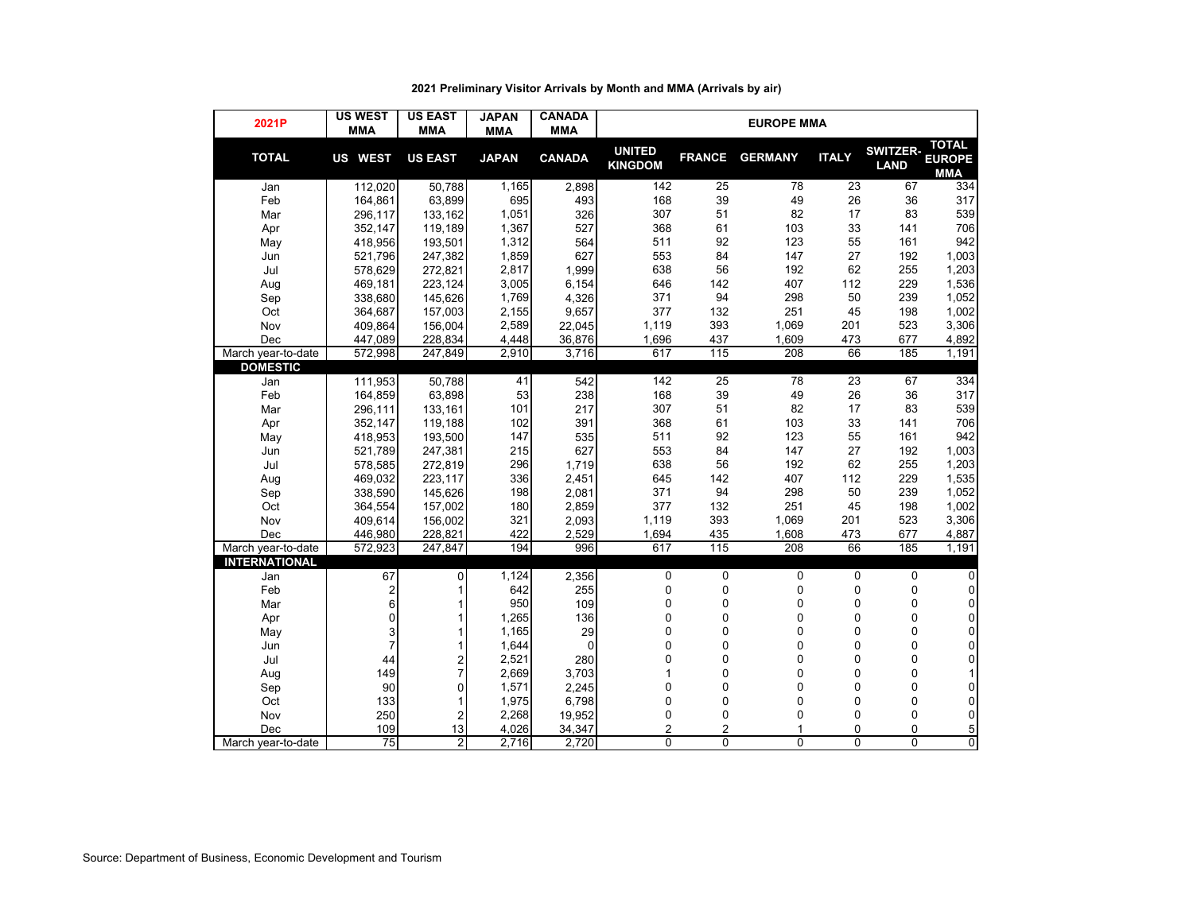**2021 Preliminary Visitor Arrivals by Month and MMA (Arrivals by air)**

| 2021P | US WEST MMA | US EAST MMA | JAPAN MMA | CANADA MMA | EUROPE MMA | | | | | |
|---|---|---|---|---|---|---|---|---|---|---|
| **TOTAL** | **US WEST** | **US EAST** | **JAPAN** | **CANADA** | **UNITED KINGDOM** | **FRANCE** | **GERMANY** | **ITALY** | **SWITZER-LAND** | **TOTAL EUROPE MMA** |
| Jan | 112,020 | 50,788 | 1,165 | 2,898 | 142 | 25 | 78 | 23 | 67 | 334 |
| Feb | 164,861 | 63,899 | 695 | 493 | 168 | 39 | 49 | 26 | 36 | 317 |
| Mar | 296,117 | 133,162 | 1,051 | 326 | 307 | 51 | 82 | 17 | 83 | 539 |
| Apr | 352,147 | 119,189 | 1,367 | 527 | 368 | 61 | 103 | 33 | 141 | 706 |
| May | 418,956 | 193,501 | 1,312 | 564 | 511 | 92 | 123 | 55 | 161 | 942 |
| Jun | 521,796 | 247,382 | 1,859 | 627 | 553 | 84 | 147 | 27 | 192 | 1,003 |
| Jul | 578,629 | 272,821 | 2,817 | 1,999 | 638 | 56 | 192 | 62 | 255 | 1,203 |
| Aug | 469,181 | 223,124 | 3,005 | 6,154 | 646 | 142 | 407 | 112 | 229 | 1,536 |
| Sep | 338,680 | 145,626 | 1,769 | 4,326 | 371 | 94 | 298 | 50 | 239 | 1,052 |
| Oct | 364,687 | 157,003 | 2,155 | 9,657 | 377 | 132 | 251 | 45 | 198 | 1,002 |
| Nov | 409,864 | 156,004 | 2,589 | 22,045 | 1,119 | 393 | 1,069 | 201 | 523 | 3,306 |
| Dec | 447,089 | 228,834 | 4,448 | 36,876 | 1,696 | 437 | 1,609 | 473 | 677 | 4,892 |
| March year-to-date | 572,998 | 247,849 | 2,910 | 3,716 | 617 | 115 | 208 | 66 | 185 | 1,191 |
| **DOMESTIC** | | | | | | | | | | |
| Jan | 111,953 | 50,788 | 41 | 542 | 142 | 25 | 78 | 23 | 67 | 334 |
| Feb | 164,859 | 63,898 | 53 | 238 | 168 | 39 | 49 | 26 | 36 | 317 |
| Mar | 296,111 | 133,161 | 101 | 217 | 307 | 51 | 82 | 17 | 83 | 539 |
| Apr | 352,147 | 119,188 | 102 | 391 | 368 | 61 | 103 | 33 | 141 | 706 |
| May | 418,953 | 193,500 | 147 | 535 | 511 | 92 | 123 | 55 | 161 | 942 |
| Jun | 521,789 | 247,381 | 215 | 627 | 553 | 84 | 147 | 27 | 192 | 1,003 |
| Jul | 578,585 | 272,819 | 296 | 1,719 | 638 | 56 | 192 | 62 | 255 | 1,203 |
| Aug | 469,032 | 223,117 | 336 | 2,451 | 645 | 142 | 407 | 112 | 229 | 1,535 |
| Sep | 338,590 | 145,626 | 198 | 2,081 | 371 | 94 | 298 | 50 | 239 | 1,052 |
| Oct | 364,554 | 157,002 | 180 | 2,859 | 377 | 132 | 251 | 45 | 198 | 1,002 |
| Nov | 409,614 | 156,002 | 321 | 2,093 | 1,119 | 393 | 1,069 | 201 | 523 | 3,306 |
| Dec | 446,980 | 228,821 | 422 | 2,529 | 1,694 | 435 | 1,608 | 473 | 677 | 4,887 |
| March year-to-date | 572,923 | 247,847 | 194 | 996 | 617 | 115 | 208 | 66 | 185 | 1,191 |
| **INTERNATIONAL** | | | | | | | | | | |
| Jan | 67 | 0 | 1,124 | 2,356 | 0 | 0 | 0 | 0 | 0 | 0 |
| Feb | 2 | 1 | 642 | 255 | 0 | 0 | 0 | 0 | 0 | 0 |
| Mar | 6 | 1 | 950 | 109 | 0 | 0 | 0 | 0 | 0 | 0 |
| Apr | 0 | 1 | 1,265 | 136 | 0 | 0 | 0 | 0 | 0 | 0 |
| May | 3 | 1 | 1,165 | 29 | 0 | 0 | 0 | 0 | 0 | 0 |
| Jun | 7 | 1 | 1,644 | 0 | 0 | 0 | 0 | 0 | 0 | 0 |
| Jul | 44 | 2 | 2,521 | 280 | 0 | 0 | 0 | 0 | 0 | 0 |
| Aug | 149 | 7 | 2,669 | 3,703 | 1 | 0 | 0 | 0 | 0 | 1 |
| Sep | 90 | 0 | 1,571 | 2,245 | 0 | 0 | 0 | 0 | 0 | 0 |
| Oct | 133 | 1 | 1,975 | 6,798 | 0 | 0 | 0 | 0 | 0 | 0 |
| Nov | 250 | 2 | 2,268 | 19,952 | 0 | 0 | 0 | 0 | 0 | 0 |
| Dec | 109 | 13 | 4,026 | 34,347 | 2 | 2 | 1 | 0 | 0 | 5 |
| March year-to-date | 75 | 2 | 2,716 | 2,720 | 0 | 0 | 0 | 0 | 0 | 0 |

Source: Department of Business, Economic Development and Tourism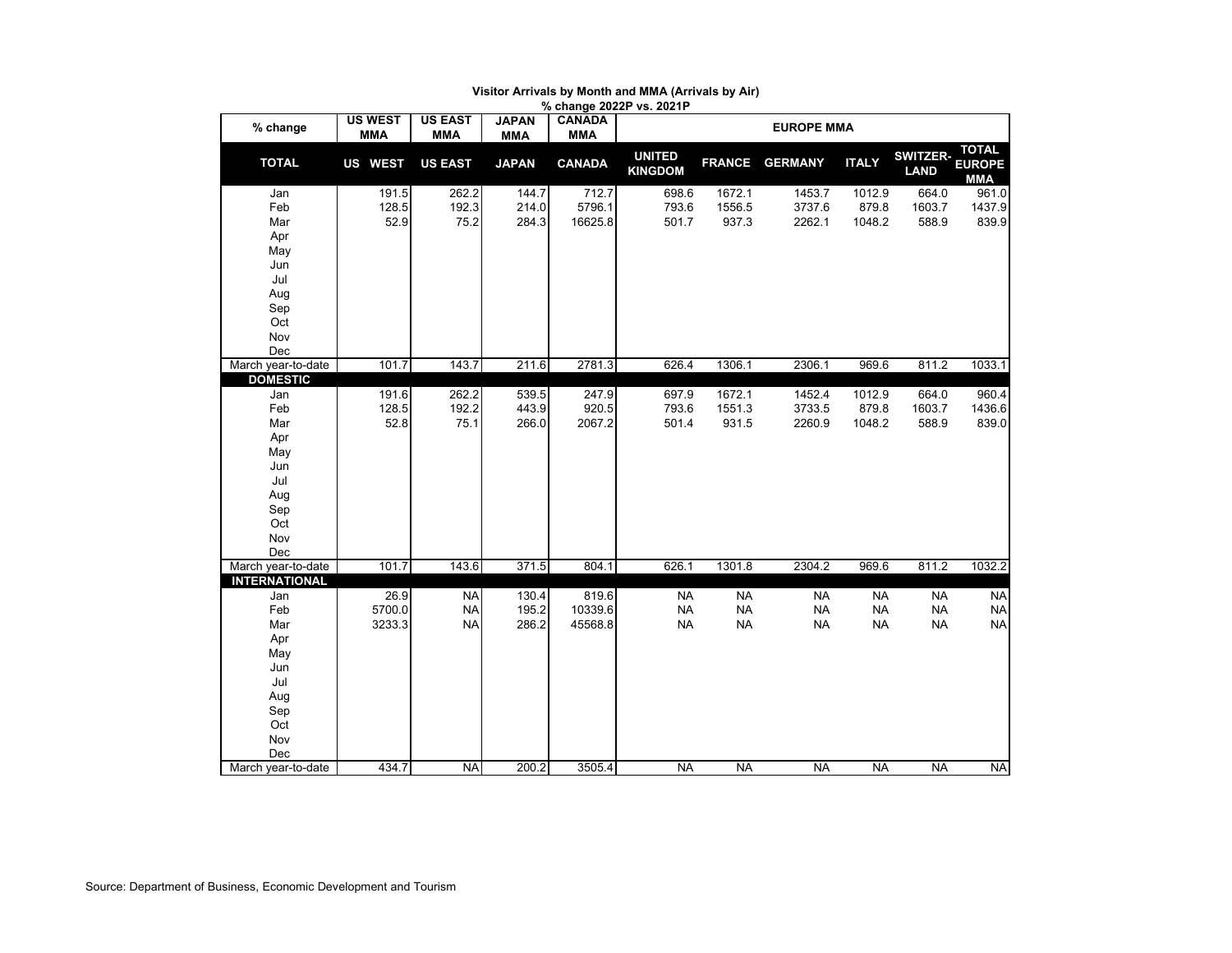# Visitor Arrivals by Month and MMA (Arrivals by Air)

## % change 2022P vs. 2021P

| % change | US WEST MMA | US EAST MMA | JAPAN MMA | CANADA MMA | EUROPE MMA | | | | | |
|---|---|---|---|---|---|---|---|---|---|---|
| **TOTAL** | **US WEST** | **US EAST** | **JAPAN** | **CANADA** | **UNITED KINGDOM** | **FRANCE** | **GERMANY** | **ITALY** | **SWITZER-LAND** | **TOTAL EUROPE MMA** |
| Jan | 191.5 | 262.2 | 144.7 | 712.7 | 698.6 | 1672.1 | 1453.7 | 1012.9 | 664.0 | 961.0 |
| Feb | 128.5 | 192.3 | 214.0 | 5796.1 | 793.6 | 1556.5 | 3737.6 | 879.8 | 1603.7 | 1437.9 |
| Mar | 52.9 | 75.2 | 284.3 | 16625.8 | 501.7 | 937.3 | 2262.1 | 1048.2 | 588.9 | 839.9 |
| Apr | | | | | | | | | | |
| May | | | | | | | | | | |
| Jun | | | | | | | | | | |
| Jul | | | | | | | | | | |
| Aug | | | | | | | | | | |
| Sep | | | | | | | | | | |
| Oct | | | | | | | | | | |
| Nov | | | | | | | | | | |
| Dec | | | | | | | | | | |
| March year-to-date | 101.7 | 143.7 | 211.6 | 2781.3 | 626.4 | 1306.1 | 2306.1 | 969.6 | 811.2 | 1033.1 |
| **DOMESTIC** | | | | | | | | | | |
| Jan | 191.6 | 262.2 | 539.5 | 247.9 | 697.9 | 1672.1 | 1452.4 | 1012.9 | 664.0 | 960.4 |
| Feb | 128.5 | 192.2 | 443.9 | 920.5 | 793.6 | 1551.3 | 3733.5 | 879.8 | 1603.7 | 1436.6 |
| Mar | 52.8 | 75.1 | 266.0 | 2067.2 | 501.4 | 931.5 | 2260.9 | 1048.2 | 588.9 | 839.0 |
| Apr | | | | | | | | | | |
| May | | | | | | | | | | |
| Jun | | | | | | | | | | |
| Jul | | | | | | | | | | |
| Aug | | | | | | | | | | |
| Sep | | | | | | | | | | |
| Oct | | | | | | | | | | |
| Nov | | | | | | | | | | |
| Dec | | | | | | | | | | |
| March year-to-date | 101.7 | 143.6 | 371.5 | 804.1 | 626.1 | 1301.8 | 2304.2 | 969.6 | 811.2 | 1032.2 |
| **INTERNATIONAL** | | | | | | | | | | |
| Jan | 26.9 | NA | 130.4 | 819.6 | NA | NA | NA | NA | NA | NA |
| Feb | 5700.0 | NA | 195.2 | 10339.6 | NA | NA | NA | NA | NA | NA |
| Mar | 3233.3 | NA | 286.2 | 45568.8 | NA | NA | NA | NA | NA | NA |
| Apr | | | | | | | | | | |
| May | | | | | | | | | | |
| Jun | | | | | | | | | | |
| Jul | | | | | | | | | | |
| Aug | | | | | | | | | | |
| Sep | | | | | | | | | | |
| Oct | | | | | | | | | | |
| Nov | | | | | | | | | | |
| Dec | | | | | | | | | | |
| March year-to-date | 434.7 | NA | 200.2 | 3505.4 | NA | NA | NA | NA | NA | NA |

Source: Department of Business, Economic Development and Tourism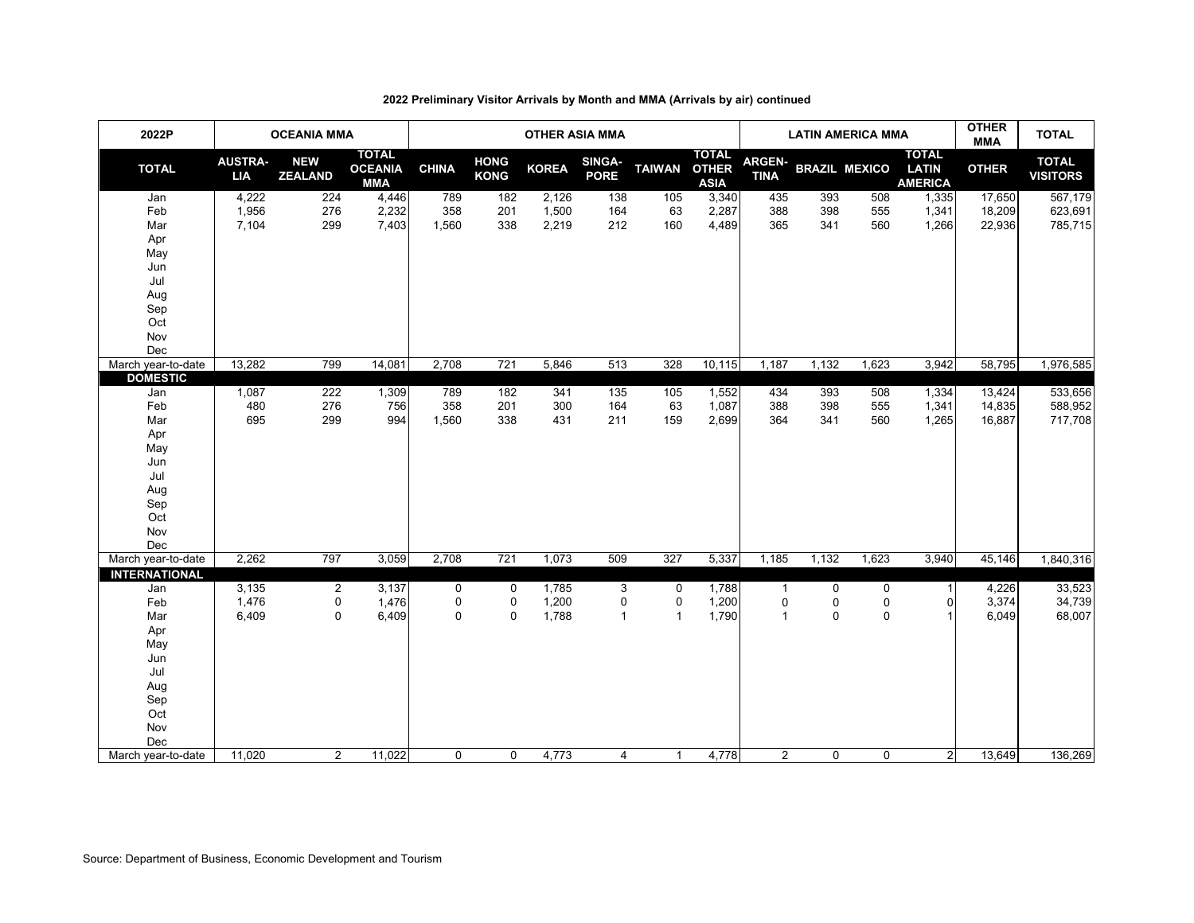**2022 Preliminary Visitor Arrivals by Month and MMA (Arrivals by air) continued**

| 2022P | OCEANIA MMA | | | OTHER ASIA MMA | | | | | | LATIN AMERICA MMA | | | | OTHER MMA | TOTAL |
|---|---|---|---|---|---|---|---|---|---|---|---|---|---|---|---|
| **TOTAL** | **AUSTRA-LIA** | **NEW ZEALAND** | **TOTAL OCEANIA MMA** | **CHINA** | **HONG KONG** | **KOREA** | **SINGA-PORE** | **TAIWAN** | **TOTAL OTHER ASIA** | **ARGEN-TINA** | **BRAZIL** | **MEXICO** | **TOTAL LATIN AMERICA** | **OTHER** | **TOTAL VISITORS** |
| Jan | 4,222 | 224 | 4,446 | 789 | 182 | 2,126 | 138 | 105 | 3,340 | 435 | 393 | 508 | 1,335 | 17,650 | 567,179 |
| Feb | 1,956 | 276 | 2,232 | 358 | 201 | 1,500 | 164 | 63 | 2,287 | 388 | 398 | 555 | 1,341 | 18,209 | 623,691 |
| Mar | 7,104 | 299 | 7,403 | 1,560 | 338 | 2,219 | 212 | 160 | 4,489 | 365 | 341 | 560 | 1,266 | 22,936 | 785,715 |
| Apr | | | | | | | | | | | | | | | |
| May | | | | | | | | | | | | | | | |
| Jun | | | | | | | | | | | | | | | |
| Jul | | | | | | | | | | | | | | | |
| Aug | | | | | | | | | | | | | | | |
| Sep | | | | | | | | | | | | | | | |
| Oct | | | | | | | | | | | | | | | |
| Nov | | | | | | | | | | | | | | | |
| Dec | | | | | | | | | | | | | | | |
| March year-to-date | 13,282 | 799 | 14,081 | 2,708 | 721 | 5,846 | 513 | 328 | 10,115 | 1,187 | 1,132 | 1,623 | 3,942 | 58,795 | 1,976,585 |
| **DOMESTIC** | | | | | | | | | | | | | | | |
| Jan | 1,087 | 222 | 1,309 | 789 | 182 | 341 | 135 | 105 | 1,552 | 434 | 393 | 508 | 1,334 | 13,424 | 533,656 |
| Feb | 480 | 276 | 756 | 358 | 201 | 300 | 164 | 63 | 1,087 | 388 | 398 | 555 | 1,341 | 14,835 | 588,952 |
| Mar | 695 | 299 | 994 | 1,560 | 338 | 431 | 211 | 159 | 2,699 | 364 | 341 | 560 | 1,265 | 16,887 | 717,708 |
| Apr | | | | | | | | | | | | | | | |
| May | | | | | | | | | | | | | | | |
| Jun | | | | | | | | | | | | | | | |
| Jul | | | | | | | | | | | | | | | |
| Aug | | | | | | | | | | | | | | | |
| Sep | | | | | | | | | | | | | | | |
| Oct | | | | | | | | | | | | | | | |
| Nov | | | | | | | | | | | | | | | |
| Dec | | | | | | | | | | | | | | | |
| March year-to-date | 2,262 | 797 | 3,059 | 2,708 | 721 | 1,073 | 509 | 327 | 5,337 | 1,185 | 1,132 | 1,623 | 3,940 | 45,146 | 1,840,316 |
| **INTERNATIONAL** | | | | | | | | | | | | | | | |
| Jan | 3,135 | 2 | 3,137 | 0 | 0 | 1,785 | 3 | 0 | 1,788 | 1 | 0 | 0 | 1 | 4,226 | 33,523 |
| Feb | 1,476 | 0 | 1,476 | 0 | 0 | 1,200 | 0 | 0 | 1,200 | 0 | 0 | 0 | 0 | 3,374 | 34,739 |
| Mar | 6,409 | 0 | 6,409 | 0 | 0 | 1,788 | 1 | 1 | 1,790 | 1 | 0 | 0 | 1 | 6,049 | 68,007 |
| Apr | | | | | | | | | | | | | | | |
| May | | | | | | | | | | | | | | | |
| Jun | | | | | | | | | | | | | | | |
| Jul | | | | | | | | | | | | | | | |
| Aug | | | | | | | | | | | | | | | |
| Sep | | | | | | | | | | | | | | | |
| Oct | | | | | | | | | | | | | | | |
| Nov | | | | | | | | | | | | | | | |
| Dec | | | | | | | | | | | | | | | |
| March year-to-date | 11,020 | 2 | 11,022 | 0 | 0 | 4,773 | 4 | 1 | 4,778 | 2 | 0 | 0 | 2 | 13,649 | 136,269 |

Source: Department of Business, Economic Development and Tourism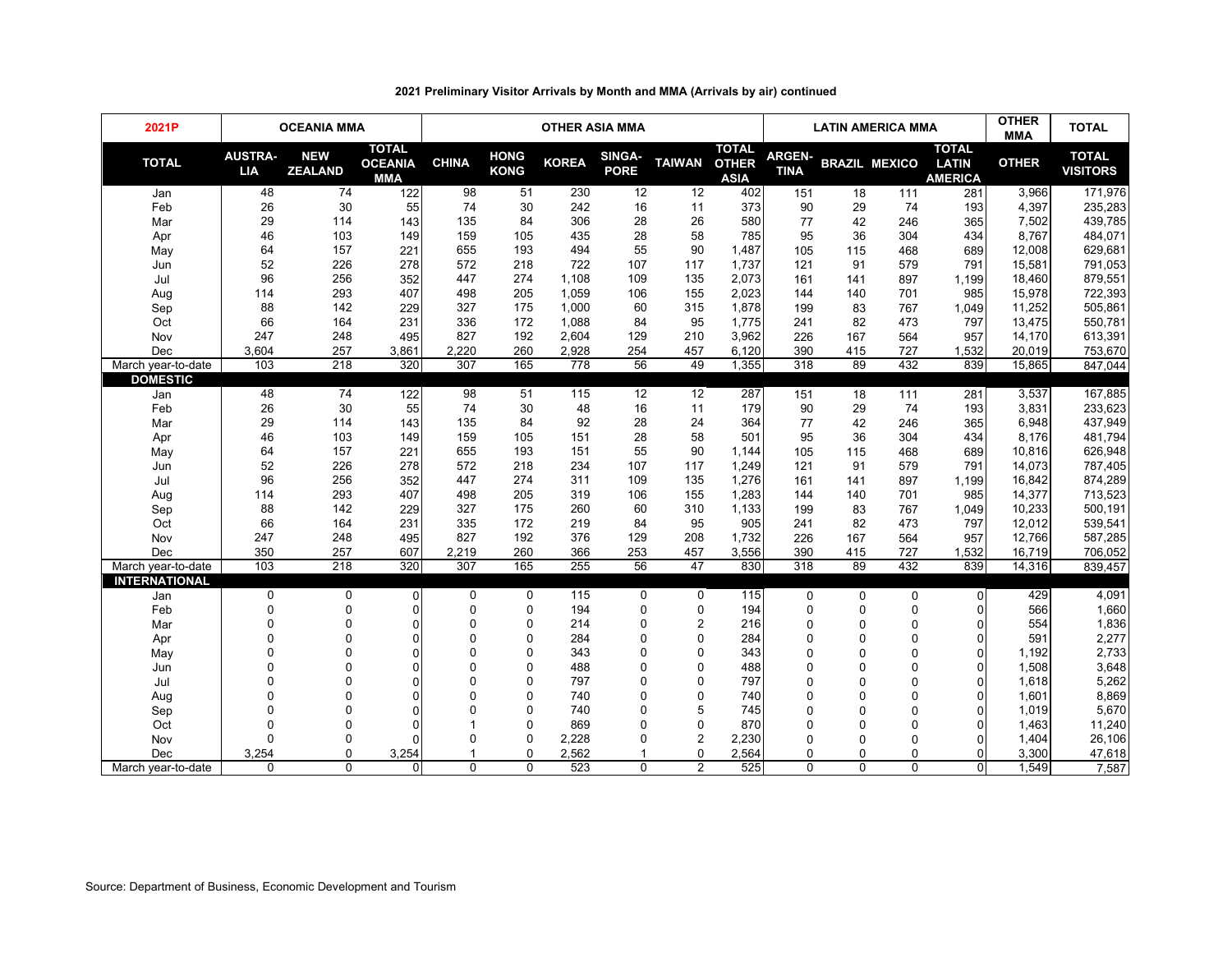**2021 Preliminary Visitor Arrivals by Month and MMA (Arrivals by air) continued**

| 2021P | OCEANIA MMA | | | OTHER ASIA MMA | | | | | | LATIN AMERICA MMA | | | | OTHER MMA | TOTAL |
|---|---|---|---|---|---|---|---|---|---|---|---|---|---|---|---|
| **TOTAL** | **AUSTRA-LIA** | **NEW ZEALAND** | **TOTAL OCEANIA MMA** | **CHINA** | **HONG KONG** | **KOREA** | **SINGA-PORE** | **TAIWAN** | **TOTAL OTHER ASIA** | **ARGEN-TINA** | **BRAZIL** | **MEXICO** | **TOTAL LATIN AMERICA** | **OTHER** | **TOTAL VISITORS** |
| Jan | 48 | 74 | 122 | 98 | 51 | 230 | 12 | 12 | 402 | 151 | 18 | 111 | 281 | 3,966 | 171,976 |
| Feb | 26 | 30 | 55 | 74 | 30 | 242 | 16 | 11 | 373 | 90 | 29 | 74 | 193 | 4,397 | 235,283 |
| Mar | 29 | 114 | 143 | 135 | 84 | 306 | 28 | 26 | 580 | 77 | 42 | 246 | 365 | 7,502 | 439,785 |
| Apr | 46 | 103 | 149 | 159 | 105 | 435 | 28 | 58 | 785 | 95 | 36 | 304 | 434 | 8,767 | 484,071 |
| May | 64 | 157 | 221 | 655 | 193 | 494 | 55 | 90 | 1,487 | 105 | 115 | 468 | 689 | 12,008 | 629,681 |
| Jun | 52 | 226 | 278 | 572 | 218 | 722 | 107 | 117 | 1,737 | 121 | 91 | 579 | 791 | 15,581 | 791,053 |
| Jul | 96 | 256 | 352 | 447 | 274 | 1,108 | 109 | 135 | 2,073 | 161 | 141 | 897 | 1,199 | 18,460 | 879,551 |
| Aug | 114 | 293 | 407 | 498 | 205 | 1,059 | 106 | 155 | 2,023 | 144 | 140 | 701 | 985 | 15,978 | 722,393 |
| Sep | 88 | 142 | 229 | 327 | 175 | 1,000 | 60 | 315 | 1,878 | 199 | 83 | 767 | 1,049 | 11,252 | 505,861 |
| Oct | 66 | 164 | 231 | 336 | 172 | 1,088 | 84 | 95 | 1,775 | 241 | 82 | 473 | 797 | 13,475 | 550,781 |
| Nov | 247 | 248 | 495 | 827 | 192 | 2,604 | 129 | 210 | 3,962 | 226 | 167 | 564 | 957 | 14,170 | 613,391 |
| Dec | 3,604 | 257 | 3,861 | 2,220 | 260 | 2,928 | 254 | 457 | 6,120 | 390 | 415 | 727 | 1,532 | 20,019 | 753,670 |
| March year-to-date | 103 | 218 | 320 | 307 | 165 | 778 | 56 | 49 | 1,355 | 318 | 89 | 432 | 839 | 15,865 | 847,044 |
| **DOMESTIC** | | | | | | | | | | | | | | | |
| Jan | 48 | 74 | 122 | 98 | 51 | 115 | 12 | 12 | 287 | 151 | 18 | 111 | 281 | 3,537 | 167,885 |
| Feb | 26 | 30 | 55 | 74 | 30 | 48 | 16 | 11 | 179 | 90 | 29 | 74 | 193 | 3,831 | 233,623 |
| Mar | 29 | 114 | 143 | 135 | 84 | 92 | 28 | 24 | 364 | 77 | 42 | 246 | 365 | 6,948 | 437,949 |
| Apr | 46 | 103 | 149 | 159 | 105 | 151 | 28 | 58 | 501 | 95 | 36 | 304 | 434 | 8,176 | 481,794 |
| May | 64 | 157 | 221 | 655 | 193 | 151 | 55 | 90 | 1,144 | 105 | 115 | 468 | 689 | 10,816 | 626,948 |
| Jun | 52 | 226 | 278 | 572 | 218 | 234 | 107 | 117 | 1,249 | 121 | 91 | 579 | 791 | 14,073 | 787,405 |
| Jul | 96 | 256 | 352 | 447 | 274 | 311 | 109 | 135 | 1,276 | 161 | 141 | 897 | 1,199 | 16,842 | 874,289 |
| Aug | 114 | 293 | 407 | 498 | 205 | 319 | 106 | 155 | 1,283 | 144 | 140 | 701 | 985 | 14,377 | 713,523 |
| Sep | 88 | 142 | 229 | 327 | 175 | 260 | 60 | 310 | 1,133 | 199 | 83 | 767 | 1,049 | 10,233 | 500,191 |
| Oct | 66 | 164 | 231 | 335 | 172 | 219 | 84 | 95 | 905 | 241 | 82 | 473 | 797 | 12,012 | 539,541 |
| Nov | 247 | 248 | 495 | 827 | 192 | 376 | 129 | 208 | 1,732 | 226 | 167 | 564 | 957 | 12,766 | 587,285 |
| Dec | 350 | 257 | 607 | 2,219 | 260 | 366 | 253 | 457 | 3,556 | 390 | 415 | 727 | 1,532 | 16,719 | 706,052 |
| March year-to-date | 103 | 218 | 320 | 307 | 165 | 255 | 56 | 47 | 830 | 318 | 89 | 432 | 839 | 14,316 | 839,457 |
| **INTERNATIONAL** | | | | | | | | | | | | | | | |
| Jan | 0 | 0 | 0 | 0 | 0 | 115 | 0 | 0 | 115 | 0 | 0 | 0 | 0 | 429 | 4,091 |
| Feb | 0 | 0 | 0 | 0 | 0 | 194 | 0 | 0 | 194 | 0 | 0 | 0 | 0 | 566 | 1,660 |
| Mar | 0 | 0 | 0 | 0 | 0 | 214 | 0 | 2 | 216 | 0 | 0 | 0 | 0 | 554 | 1,836 |
| Apr | 0 | 0 | 0 | 0 | 0 | 284 | 0 | 0 | 284 | 0 | 0 | 0 | 0 | 591 | 2,277 |
| May | 0 | 0 | 0 | 0 | 0 | 343 | 0 | 0 | 343 | 0 | 0 | 0 | 0 | 1,192 | 2,733 |
| Jun | 0 | 0 | 0 | 0 | 0 | 488 | 0 | 0 | 488 | 0 | 0 | 0 | 0 | 1,508 | 3,648 |
| Jul | 0 | 0 | 0 | 0 | 0 | 797 | 0 | 0 | 797 | 0 | 0 | 0 | 0 | 1,618 | 5,262 |
| Aug | 0 | 0 | 0 | 0 | 0 | 740 | 0 | 0 | 740 | 0 | 0 | 0 | 0 | 1,601 | 8,869 |
| Sep | 0 | 0 | 0 | 0 | 0 | 740 | 0 | 5 | 745 | 0 | 0 | 0 | 0 | 1,019 | 5,670 |
| Oct | 0 | 0 | 0 | 1 | 0 | 869 | 0 | 0 | 870 | 0 | 0 | 0 | 0 | 1,463 | 11,240 |
| Nov | 0 | 0 | 0 | 0 | 0 | 2,228 | 0 | 2 | 2,230 | 0 | 0 | 0 | 0 | 1,404 | 26,106 |
| Dec | 3,254 | 0 | 3,254 | 1 | 0 | 2,562 | 1 | 0 | 2,564 | 0 | 0 | 0 | 0 | 3,300 | 47,618 |
| March year-to-date | 0 | 0 | 0 | 0 | 0 | 523 | 0 | 2 | 525 | 0 | 0 | 0 | 0 | 1,549 | 7,587 |

Source: Department of Business, Economic Development and Tourism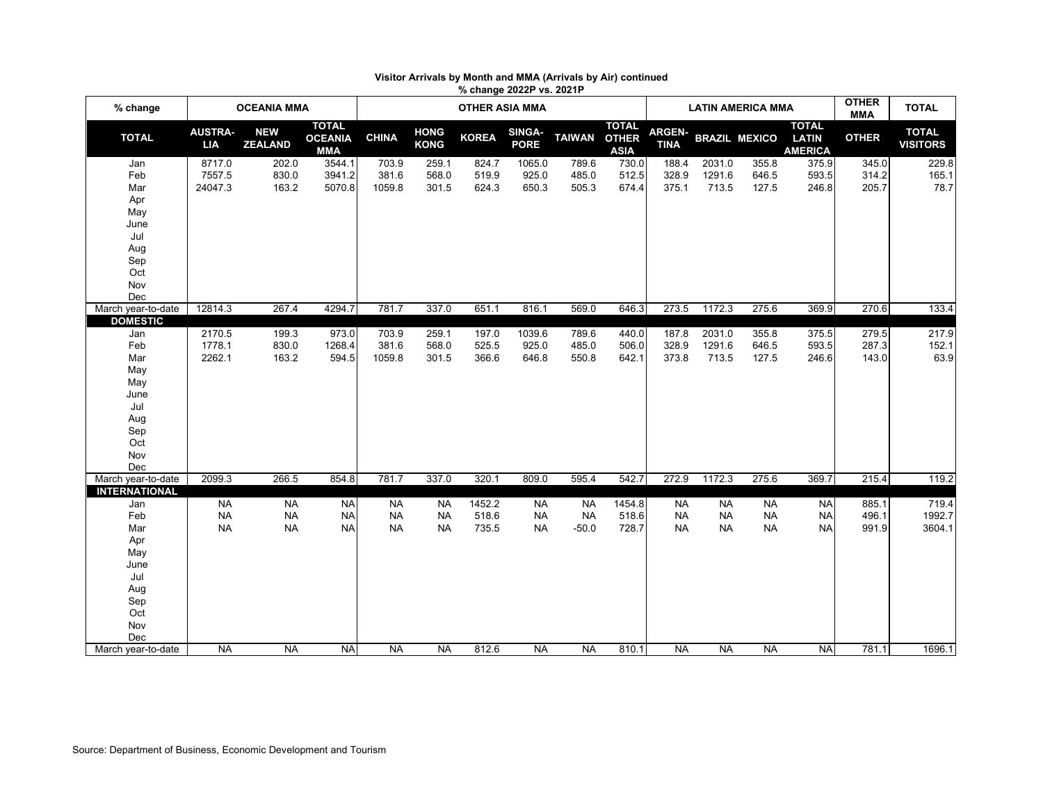**Visitor Arrivals by Month and MMA (Arrivals by Air) continued**
**% change 2022P vs. 2021P**

| % change | OCEANIA MMA | | | OTHER ASIA MMA | | | | | | LATIN AMERICA MMA | | | | OTHER MMA | TOTAL |
|---|---|---|---|---|---|---|---|---|---|---|---|---|---|---|---|
| **TOTAL** | **AUSTRA-LIA** | **NEW ZEALAND** | **TOTAL OCEANIA MMA** | **CHINA** | **HONG KONG** | **KOREA** | **SINGA-PORE** | **TAIWAN** | **TOTAL OTHER ASIA** | **ARGEN-TINA** | **BRAZIL** | **MEXICO** | **TOTAL LATIN AMERICA** | **OTHER** | **TOTAL VISITORS** |
| Jan | 8717.0 | 202.0 | 3544.1 | 703.9 | 259.1 | 824.7 | 1065.0 | 789.6 | 730.0 | 188.4 | 2031.0 | 355.8 | 375.9 | 345.0 | 229.8 |
| Feb | 7557.5 | 830.0 | 3941.2 | 381.6 | 568.0 | 519.9 | 925.0 | 485.0 | 512.5 | 328.9 | 1291.6 | 646.5 | 593.5 | 314.2 | 165.1 |
| Mar | 24047.3 | 163.2 | 5070.8 | 1059.8 | 301.5 | 624.3 | 650.3 | 505.3 | 674.4 | 375.1 | 713.5 | 127.5 | 246.8 | 205.7 | 78.7 |
| Apr | | | | | | | | | | | | | | | |
| May | | | | | | | | | | | | | | | |
| June | | | | | | | | | | | | | | | |
| Jul | | | | | | | | | | | | | | | |
| Aug | | | | | | | | | | | | | | | |
| Sep | | | | | | | | | | | | | | | |
| Oct | | | | | | | | | | | | | | | |
| Nov | | | | | | | | | | | | | | | |
| Dec | | | | | | | | | | | | | | | |
| March year-to-date | 12814.3 | 267.4 | 4294.7 | 781.7 | 337.0 | 651.1 | 816.1 | 569.0 | 646.3 | 273.5 | 1172.3 | 275.6 | 369.9 | 270.6 | 133.4 |
| **DOMESTIC** | | | | | | | | | | | | | | | |
| Jan | 2170.5 | 199.3 | 973.0 | 703.9 | 259.1 | 197.0 | 1039.6 | 789.6 | 440.0 | 187.8 | 2031.0 | 355.8 | 375.5 | 279.5 | 217.9 |
| Feb | 1778.1 | 830.0 | 1268.4 | 381.6 | 568.0 | 525.5 | 925.0 | 485.0 | 506.0 | 328.9 | 1291.6 | 646.5 | 593.5 | 287.3 | 152.1 |
| Mar | 2262.1 | 163.2 | 594.5 | 1059.8 | 301.5 | 366.6 | 646.8 | 550.8 | 642.1 | 373.8 | 713.5 | 127.5 | 246.6 | 143.0 | 63.9 |
| May | | | | | | | | | | | | | | | |
| May | | | | | | | | | | | | | | | |
| June | | | | | | | | | | | | | | | |
| Jul | | | | | | | | | | | | | | | |
| Aug | | | | | | | | | | | | | | | |
| Sep | | | | | | | | | | | | | | | |
| Oct | | | | | | | | | | | | | | | |
| Nov | | | | | | | | | | | | | | | |
| Dec | | | | | | | | | | | | | | | |
| March year-to-date | 2099.3 | 266.5 | 854.8 | 781.7 | 337.0 | 320.1 | 809.0 | 595.4 | 542.7 | 272.9 | 1172.3 | 275.6 | 369.7 | 215.4 | 119.2 |
| **INTERNATIONAL** | | | | | | | | | | | | | | | |
| Jan | NA | NA | NA | NA | NA | 1452.2 | NA | NA | 1454.8 | NA | NA | NA | NA | 885.1 | 719.4 |
| Feb | NA | NA | NA | NA | NA | 518.6 | NA | NA | 518.6 | NA | NA | NA | NA | 496.1 | 1992.7 |
| Mar | NA | NA | NA | NA | NA | 735.5 | NA | -50.0 | 728.7 | NA | NA | NA | NA | 991.9 | 3604.1 |
| Apr | | | | | | | | | | | | | | | |
| May | | | | | | | | | | | | | | | |
| June | | | | | | | | | | | | | | | |
| Jul | | | | | | | | | | | | | | | |
| Aug | | | | | | | | | | | | | | | |
| Sep | | | | | | | | | | | | | | | |
| Oct | | | | | | | | | | | | | | | |
| Nov | | | | | | | | | | | | | | | |
| Dec | | | | | | | | | | | | | | | |
| March year-to-date | NA | NA | NA | NA | NA | 812.6 | NA | NA | 810.1 | NA | NA | NA | NA | 781.1 | 1696.1 |

Source: Department of Business, Economic Development and Tourism